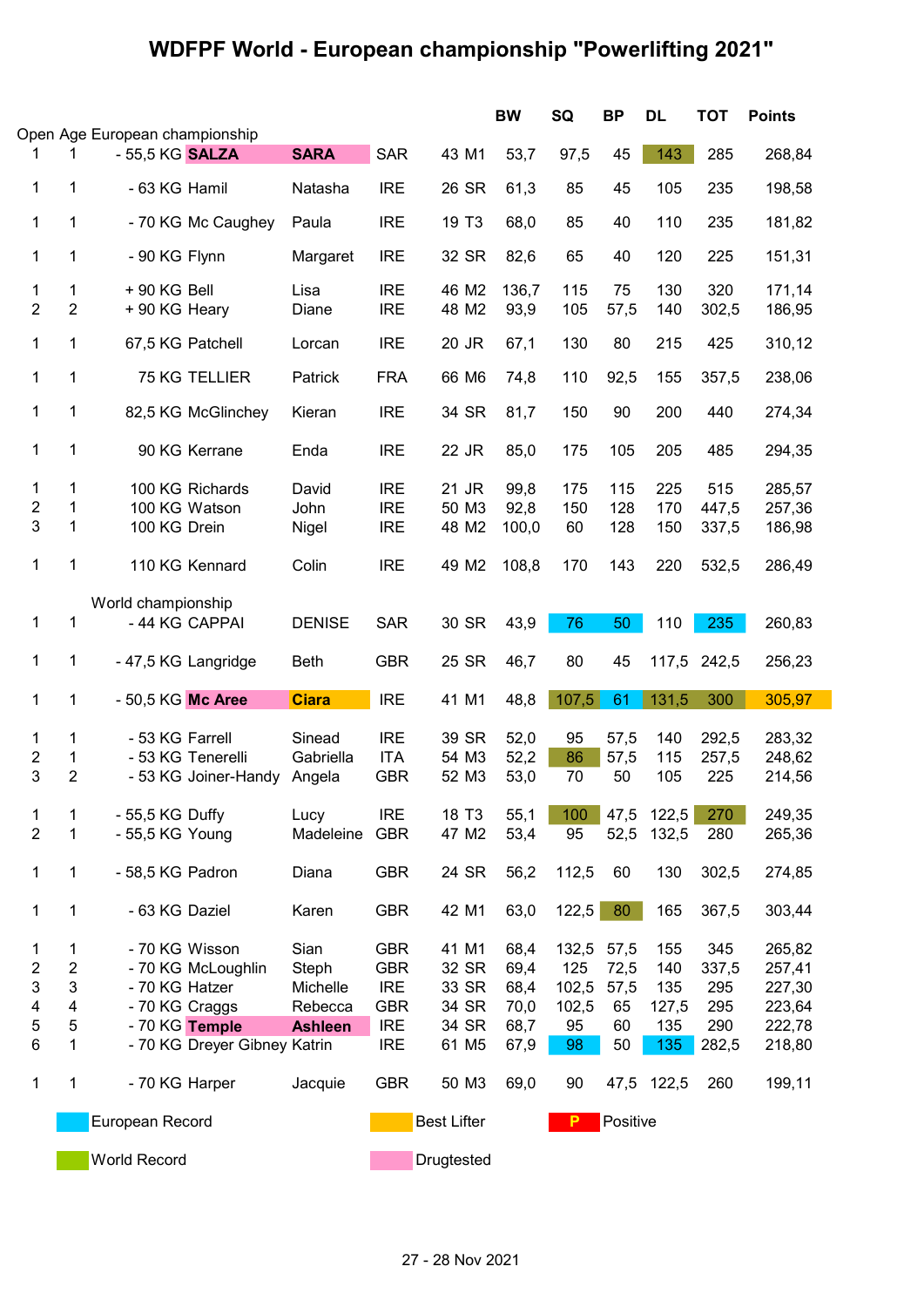# WDFPF World - European championship "Powerlifting 2021"

| | | Class | Name | First name | Country | Age | Cat | BW | SQ | BP | DL | TOT | Points |
|---|---|---|---|---|---|---|---|---|---|---|---|---|---|
| **Open Age European championship** | | | | | | | | | | | | | |
| 1 | 1 | - 55,5 KG | **SALZA** | **SARA** | SAR | 43 | M1 | 53,7 | 97,5 | 45 | 143 | 285 | 268,84 |
| 1 | 1 | - 63 KG | Hamil | Natasha | IRE | 26 | SR | 61,3 | 85 | 45 | 105 | 235 | 198,58 |
| 1 | 1 | - 70 KG | Mc Caughey | Paula | IRE | 19 | T3 | 68,0 | 85 | 40 | 110 | 235 | 181,82 |
| 1 | 1 | - 90 KG | Flynn | Margaret | IRE | 32 | SR | 82,6 | 65 | 40 | 120 | 225 | 151,31 |
| 1 | 1 | + 90 KG | Bell | Lisa | IRE | 46 | M2 | 136,7 | 115 | 75 | 130 | 320 | 171,14 |
| 2 | 2 | + 90 KG | Heary | Diane | IRE | 48 | M2 | 93,9 | 105 | 57,5 | 140 | 302,5 | 186,95 |
| 1 | 1 | 67,5 KG | Patchell | Lorcan | IRE | 20 | JR | 67,1 | 130 | 80 | 215 | 425 | 310,12 |
| 1 | 1 | 75 KG | TELLIER | Patrick | FRA | 66 | M6 | 74,8 | 110 | 92,5 | 155 | 357,5 | 238,06 |
| 1 | 1 | 82,5 KG | McGlinchey | Kieran | IRE | 34 | SR | 81,7 | 150 | 90 | 200 | 440 | 274,34 |
| 1 | 1 | 90 KG | Kerrane | Enda | IRE | 22 | JR | 85,0 | 175 | 105 | 205 | 485 | 294,35 |
| 1 | 1 | 100 KG | Richards | David | IRE | 21 | JR | 99,8 | 175 | 115 | 225 | 515 | 285,57 |
| 2 | 1 | 100 KG | Watson | John | IRE | 50 | M3 | 92,8 | 150 | 128 | 170 | 447,5 | 257,36 |
| 3 | 1 | 100 KG | Drein | Nigel | IRE | 48 | M2 | 100,0 | 60 | 128 | 150 | 337,5 | 186,98 |
| 1 | 1 | 110 KG | Kennard | Colin | IRE | 49 | M2 | 108,8 | 170 | 143 | 220 | 532,5 | 286,49 |
| **World championship** | | | | | | | | | | | | | |
| 1 | 1 | - 44 KG | CAPPAI | DENISE | SAR | 30 | SR | 43,9 | 76 | 50 | 110 | 235 | 260,83 |
| 1 | 1 | - 47,5 KG | Langridge | Beth | GBR | 25 | SR | 46,7 | 80 | 45 | 117,5 | 242,5 | 256,23 |
| 1 | 1 | - 50,5 KG | **Mc Aree** | **Ciara** | IRE | 41 | M1 | 48,8 | 107,5 | 61 | 131,5 | 300 | 305,97 |
| 1 | 1 | - 53 KG | Farrell | Sinead | IRE | 39 | SR | 52,0 | 95 | 57,5 | 140 | 292,5 | 283,32 |
| 2 | 1 | - 53 KG | Tenerelli | Gabriella | ITA | 54 | M3 | 52,2 | 86 | 57,5 | 115 | 257,5 | 248,62 |
| 3 | 2 | - 53 KG | Joiner-Handy | Angela | GBR | 52 | M3 | 53,0 | 70 | 50 | 105 | 225 | 214,56 |
| 1 | 1 | - 55,5 KG | Duffy | Lucy | IRE | 18 | T3 | 55,1 | 100 | 47,5 | 122,5 | 270 | 249,35 |
| 2 | 1 | - 55,5 KG | Young | Madeleine | GBR | 47 | M2 | 53,4 | 95 | 52,5 | 132,5 | 280 | 265,36 |
| 1 | 1 | - 58,5 KG | Padron | Diana | GBR | 24 | SR | 56,2 | 112,5 | 60 | 130 | 302,5 | 274,85 |
| 1 | 1 | - 63 KG | Daziel | Karen | GBR | 42 | M1 | 63,0 | 122,5 | 80 | 165 | 367,5 | 303,44 |
| 1 | 1 | - 70 KG | Wisson | Sian | GBR | 41 | M1 | 68,4 | 132,5 | 57,5 | 155 | 345 | 265,82 |
| 2 | 2 | - 70 KG | McLoughlin | Steph | GBR | 32 | SR | 69,4 | 125 | 72,5 | 140 | 337,5 | 257,41 |
| 3 | 3 | - 70 KG | Hatzer | Michelle | IRE | 33 | SR | 68,4 | 102,5 | 57,5 | 135 | 295 | 227,30 |
| 4 | 4 | - 70 KG | Craggs | Rebecca | GBR | 34 | SR | 70,0 | 102,5 | 65 | 127,5 | 295 | 223,64 |
| 5 | 5 | - 70 KG | **Temple** | **Ashleen** | IRE | 34 | SR | 68,7 | 95 | 60 | 135 | 290 | 222,78 |
| 6 | 1 | - 70 KG | Dreyer Gibney | Katrin | IRE | 61 | M5 | 67,9 | 98 | 50 | 135 | 282,5 | 218,80 |
| 1 | 1 | - 70 KG | Harper | Jacquie | GBR | 50 | M3 | 69,0 | 90 | 47,5 | 122,5 | 260 | 199,11 |

European Record | Best Lifter | P Positive

World Record | Drugtested

27 - 28 Nov 2021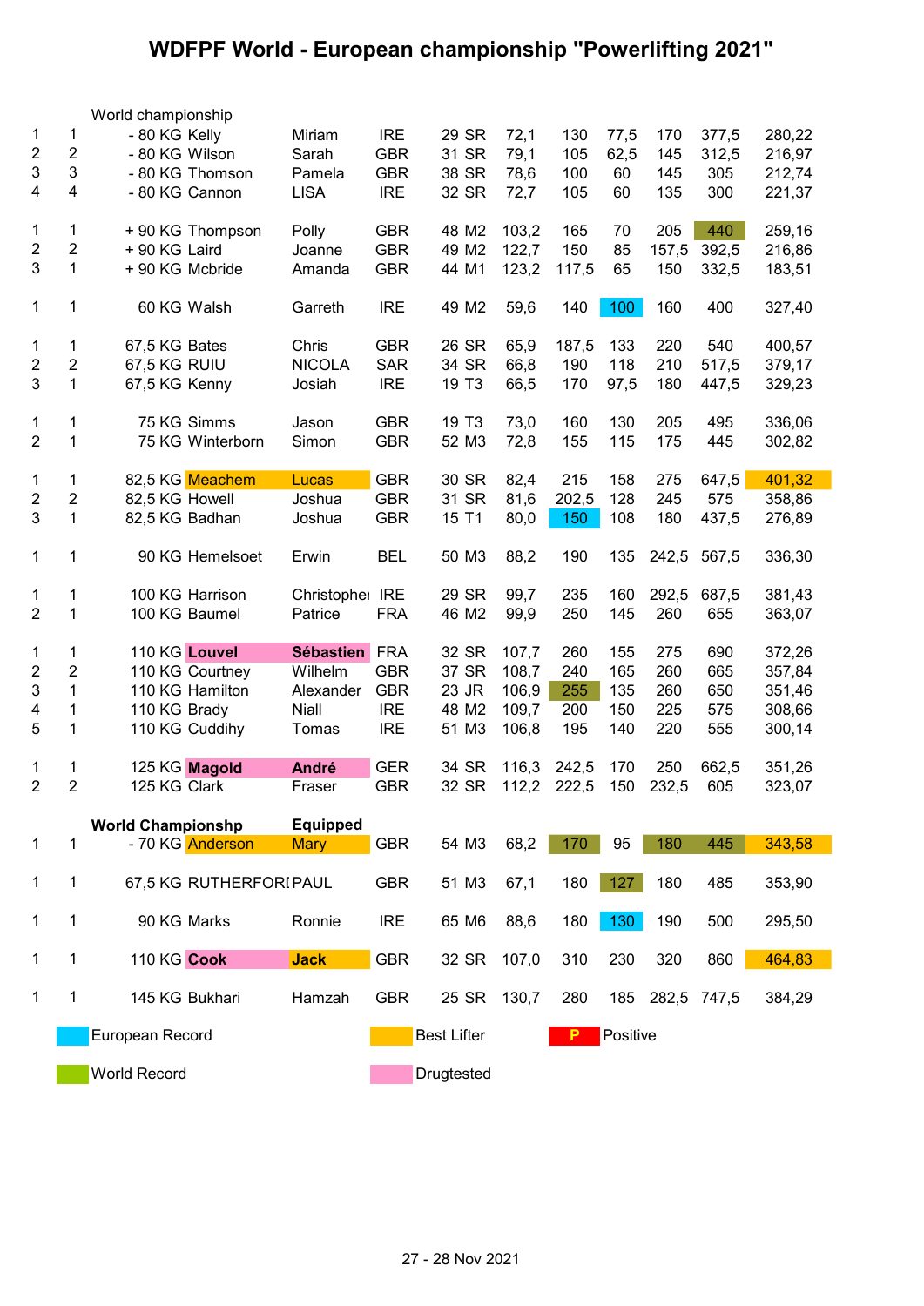# WDFPF World - European championship "Powerlifting 2021"

| | | | | | | | | | | | | | | |
|---|---|---|---|---|---|---|---|---|---|---|---|---|---|---|
| | | World championship | | | | | | | | | | | | |
| 1 | 1 | - 80 KG | Kelly | Miriam | IRE | 29 | SR | 72,1 | 130 | 77,5 | 170 | 377,5 | 280,22 |
| 2 | 2 | - 80 KG | Wilson | Sarah | GBR | 31 | SR | 79,1 | 105 | 62,5 | 145 | 312,5 | 216,97 |
| 3 | 3 | - 80 KG | Thomson | Pamela | GBR | 38 | SR | 78,6 | 100 | 60 | 145 | 305 | 212,74 |
| 4 | 4 | - 80 KG | Cannon | LISA | IRE | 32 | SR | 72,7 | 105 | 60 | 135 | 300 | 221,37 |
| 1 | 1 | + 90 KG | Thompson | Polly | GBR | 48 | M2 | 103,2 | 165 | 70 | 205 | 440 | 259,16 |
| 2 | 2 | + 90 KG | Laird | Joanne | GBR | 49 | M2 | 122,7 | 150 | 85 | 157,5 | 392,5 | 216,86 |
| 3 | 1 | + 90 KG | Mcbride | Amanda | GBR | 44 | M1 | 123,2 | 117,5 | 65 | 150 | 332,5 | 183,51 |
| 1 | 1 | 60 KG | Walsh | Garreth | IRE | 49 | M2 | 59,6 | 140 | 100 | 160 | 400 | 327,40 |
| 1 | 1 | 67,5 KG | Bates | Chris | GBR | 26 | SR | 65,9 | 187,5 | 133 | 220 | 540 | 400,57 |
| 2 | 2 | 67,5 KG | RUIU | NICOLA | SAR | 34 | SR | 66,8 | 190 | 118 | 210 | 517,5 | 379,17 |
| 3 | 1 | 67,5 KG | Kenny | Josiah | IRE | 19 | T3 | 66,5 | 170 | 97,5 | 180 | 447,5 | 329,23 |
| 1 | 1 | 75 KG | Simms | Jason | GBR | 19 | T3 | 73,0 | 160 | 130 | 205 | 495 | 336,06 |
| 2 | 1 | 75 KG | Winterborn | Simon | GBR | 52 | M3 | 72,8 | 155 | 115 | 175 | 445 | 302,82 |
| 1 | 1 | 82,5 KG | Meachem | Lucas | GBR | 30 | SR | 82,4 | 215 | 158 | 275 | 647,5 | 401,32 |
| 2 | 2 | 82,5 KG | Howell | Joshua | GBR | 31 | SR | 81,6 | 202,5 | 128 | 245 | 575 | 358,86 |
| 3 | 1 | 82,5 KG | Badhan | Joshua | GBR | 15 | T1 | 80,0 | 150 | 108 | 180 | 437,5 | 276,89 |
| 1 | 1 | 90 KG | Hemelsoet | Erwin | BEL | 50 | M3 | 88,2 | 190 | 135 | 242,5 | 567,5 | 336,30 |
| 1 | 1 | 100 KG | Harrison | Christopher | IRE | 29 | SR | 99,7 | 235 | 160 | 292,5 | 687,5 | 381,43 |
| 2 | 1 | 100 KG | Baumel | Patrice | FRA | 46 | M2 | 99,9 | 250 | 145 | 260 | 655 | 363,07 |
| 1 | 1 | 110 KG | **Louvel** | **Sébastien** | FRA | 32 | SR | 107,7 | 260 | 155 | 275 | 690 | 372,26 |
| 2 | 2 | 110 KG | Courtney | Wilhelm | GBR | 37 | SR | 108,7 | 240 | 165 | 260 | 665 | 357,84 |
| 3 | 1 | 110 KG | Hamilton | Alexander | GBR | 23 | JR | 106,9 | 255 | 135 | 260 | 650 | 351,46 |
| 4 | 1 | 110 KG | Brady | Niall | IRE | 48 | M2 | 109,7 | 200 | 150 | 225 | 575 | 308,66 |
| 5 | 1 | 110 KG | Cuddihy | Tomas | IRE | 51 | M3 | 106,8 | 195 | 140 | 220 | 555 | 300,14 |
| 1 | 1 | 125 KG | **Magold** | **André** | GER | 34 | SR | 116,3 | 242,5 | 170 | 250 | 662,5 | 351,26 |
| 2 | 2 | 125 KG | Clark | Fraser | GBR | 32 | SR | 112,2 | 222,5 | 150 | 232,5 | 605 | 323,07 |
| | | **World Championshp** | | **Equipped** | | | | | | | | | |
| 1 | 1 | - 70 KG | Anderson | Mary | GBR | 54 | M3 | 68,2 | 170 | 95 | 180 | 445 | 343,58 |
| 1 | 1 | 67,5 KG | RUTHERFORD | PAUL | GBR | 51 | M3 | 67,1 | 180 | 127 | 180 | 485 | 353,90 |
| 1 | 1 | 90 KG | Marks | Ronnie | IRE | 65 | M6 | 88,6 | 180 | 130 | 190 | 500 | 295,50 |
| 1 | 1 | 110 KG | **Cook** | **Jack** | GBR | 32 | SR | 107,0 | 310 | 230 | 320 | 860 | 464,83 |
| 1 | 1 | 145 KG | Bukhari | Hamzah | GBR | 25 | SR | 130,7 | 280 | 185 | 282,5 | 747,5 | 384,29 |

European Record | Best Lifter | P Positive

World Record | Drugtested

27 - 28 Nov 2021